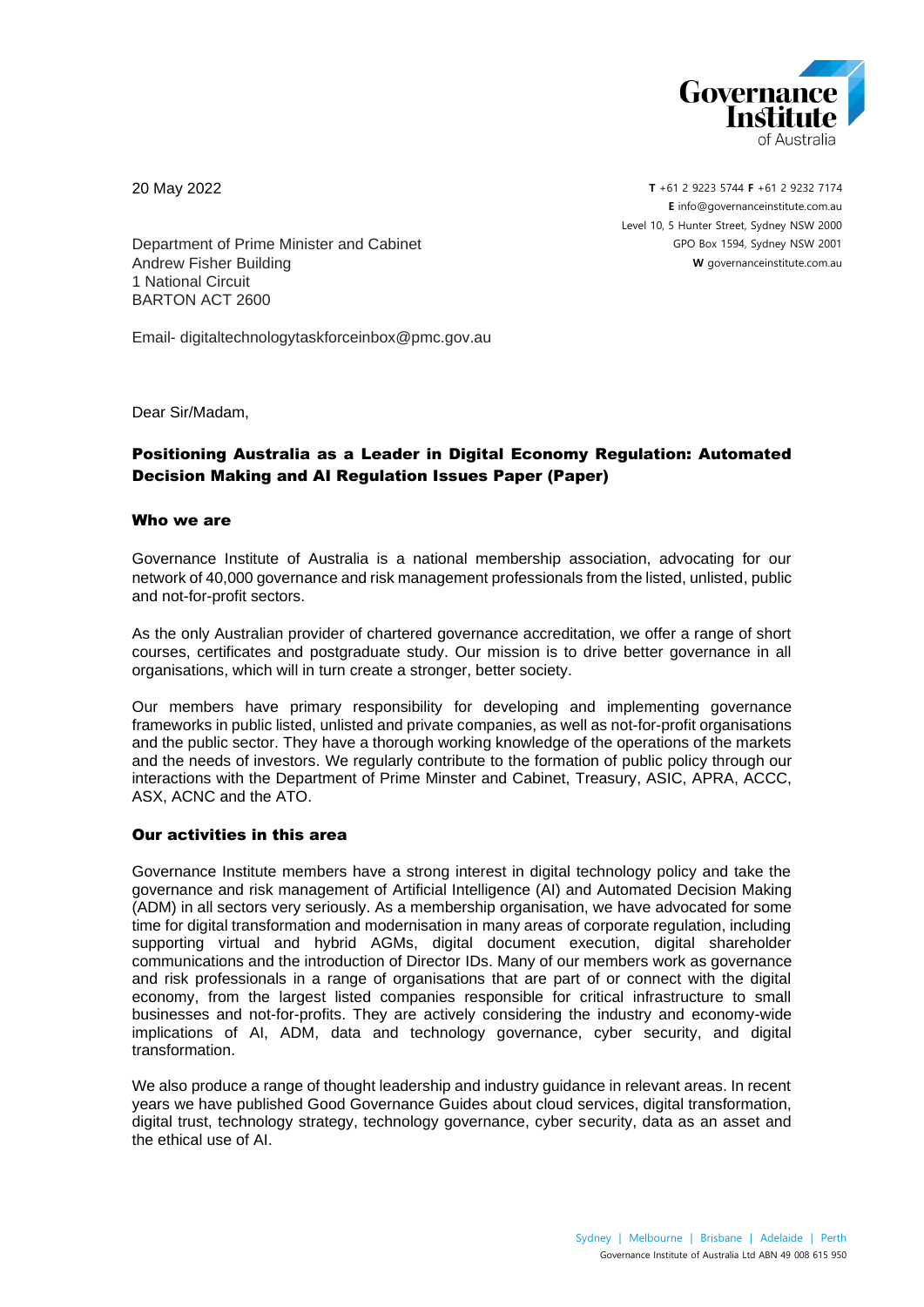20 May 2022

**T** +61 2 9223 5744 **F** +61 2 9232 7174
**E** info@governanceinstitute.com.au
Level 10, 5 Hunter Street, Sydney NSW 2000
GPO Box 1594, Sydney NSW 2001
**W** governanceinstitute.com.au

Department of Prime Minister and Cabinet
Andrew Fisher Building
1 National Circuit
BARTON ACT 2600

Email- digitaltechnologytaskforceinbox@pmc.gov.au

Dear Sir/Madam,

## Positioning Australia as a Leader in Digital Economy Regulation: Automated Decision Making and AI Regulation Issues Paper (Paper)

### Who we are

Governance Institute of Australia is a national membership association, advocating for our network of 40,000 governance and risk management professionals from the listed, unlisted, public and not-for-profit sectors.

As the only Australian provider of chartered governance accreditation, we offer a range of short courses, certificates and postgraduate study. Our mission is to drive better governance in all organisations, which will in turn create a stronger, better society.

Our members have primary responsibility for developing and implementing governance frameworks in public listed, unlisted and private companies, as well as not-for-profit organisations and the public sector. They have a thorough working knowledge of the operations of the markets and the needs of investors. We regularly contribute to the formation of public policy through our interactions with the Department of Prime Minster and Cabinet, Treasury, ASIC, APRA, ACCC, ASX, ACNC and the ATO.

### Our activities in this area

Governance Institute members have a strong interest in digital technology policy and take the governance and risk management of Artificial Intelligence (AI) and Automated Decision Making (ADM) in all sectors very seriously. As a membership organisation, we have advocated for some time for digital transformation and modernisation in many areas of corporate regulation, including supporting virtual and hybrid AGMs, digital document execution, digital shareholder communications and the introduction of Director IDs. Many of our members work as governance and risk professionals in a range of organisations that are part of or connect with the digital economy, from the largest listed companies responsible for critical infrastructure to small businesses and not-for-profits. They are actively considering the industry and economy-wide implications of AI, ADM, data and technology governance, cyber security, and digital transformation.

We also produce a range of thought leadership and industry guidance in relevant areas. In recent years we have published Good Governance Guides about cloud services, digital transformation, digital trust, technology strategy, technology governance, cyber security, data as an asset and the ethical use of AI.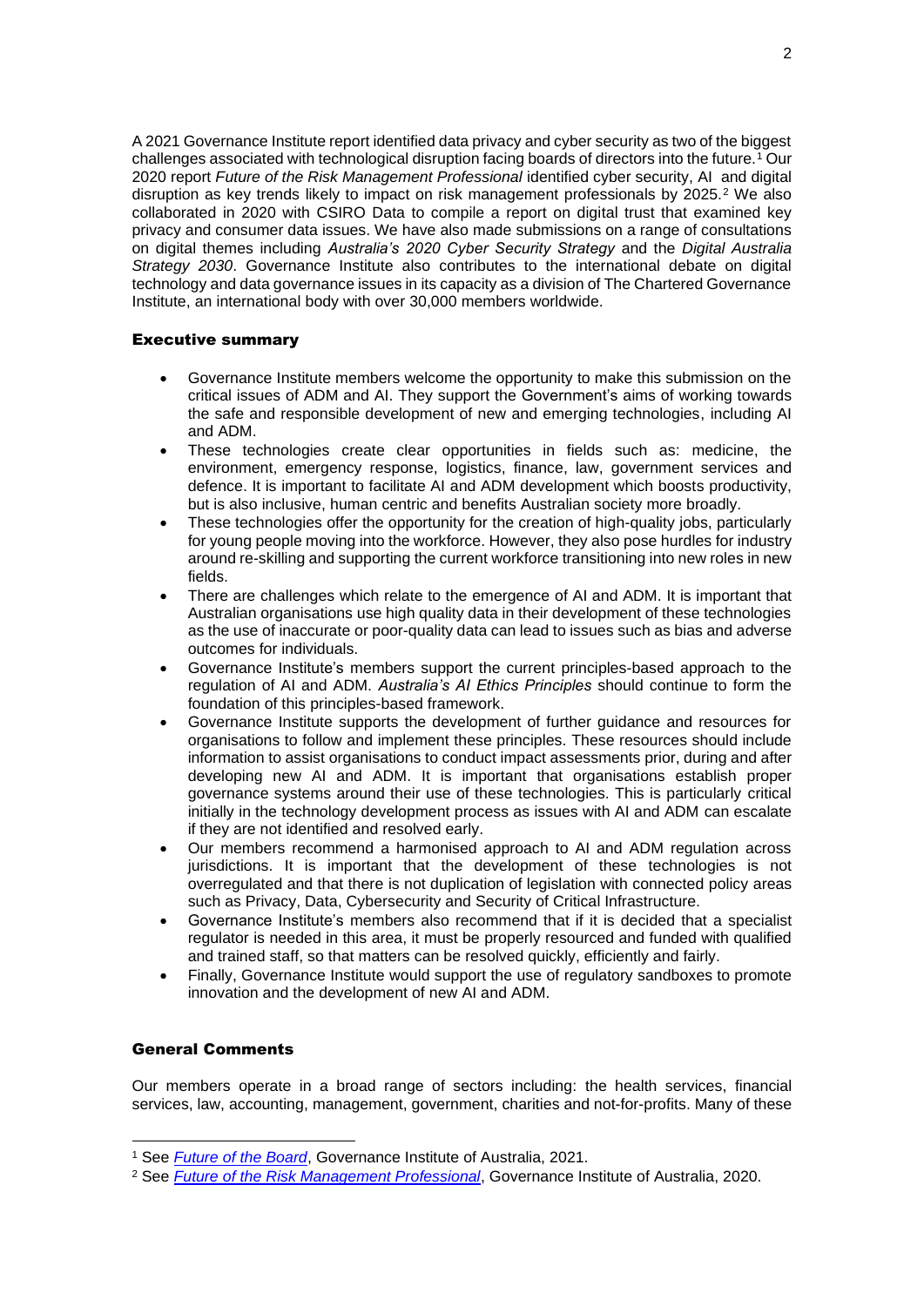A 2021 Governance Institute report identified data privacy and cyber security as two of the biggest challenges associated with technological disruption facing boards of directors into the future.[1] Our 2020 report *Future of the Risk Management Professional* identified cyber security, AI and digital disruption as key trends likely to impact on risk management professionals by 2025.[2] We also collaborated in 2020 with CSIRO Data to compile a report on digital trust that examined key privacy and consumer data issues. We have also made submissions on a range of consultations on digital themes including *Australia's 2020 Cyber Security Strategy* and the *Digital Australia Strategy 2030*. Governance Institute also contributes to the international debate on digital technology and data governance issues in its capacity as a division of The Chartered Governance Institute, an international body with over 30,000 members worldwide.

## Executive summary

- Governance Institute members welcome the opportunity to make this submission on the critical issues of ADM and AI. They support the Government's aims of working towards the safe and responsible development of new and emerging technologies, including AI and ADM.
- These technologies create clear opportunities in fields such as: medicine, the environment, emergency response, logistics, finance, law, government services and defence. It is important to facilitate AI and ADM development which boosts productivity, but is also inclusive, human centric and benefits Australian society more broadly.
- These technologies offer the opportunity for the creation of high-quality jobs, particularly for young people moving into the workforce. However, they also pose hurdles for industry around re-skilling and supporting the current workforce transitioning into new roles in new fields.
- There are challenges which relate to the emergence of AI and ADM. It is important that Australian organisations use high quality data in their development of these technologies as the use of inaccurate or poor-quality data can lead to issues such as bias and adverse outcomes for individuals.
- Governance Institute's members support the current principles-based approach to the regulation of AI and ADM. *Australia's AI Ethics Principles* should continue to form the foundation of this principles-based framework.
- Governance Institute supports the development of further guidance and resources for organisations to follow and implement these principles. These resources should include information to assist organisations to conduct impact assessments prior, during and after developing new AI and ADM. It is important that organisations establish proper governance systems around their use of these technologies. This is particularly critical initially in the technology development process as issues with AI and ADM can escalate if they are not identified and resolved early.
- Our members recommend a harmonised approach to AI and ADM regulation across jurisdictions. It is important that the development of these technologies is not overregulated and that there is not duplication of legislation with connected policy areas such as Privacy, Data, Cybersecurity and Security of Critical Infrastructure.
- Governance Institute's members also recommend that if it is decided that a specialist regulator is needed in this area, it must be properly resourced and funded with qualified and trained staff, so that matters can be resolved quickly, efficiently and fairly.
- Finally, Governance Institute would support the use of regulatory sandboxes to promote innovation and the development of new AI and ADM.

## General Comments

Our members operate in a broad range of sectors including: the health services, financial services, law, accounting, management, government, charities and not-for-profits. Many of these

[1] See *Future of the Board*, Governance Institute of Australia, 2021.

[2] See *Future of the Risk Management Professional*, Governance Institute of Australia, 2020.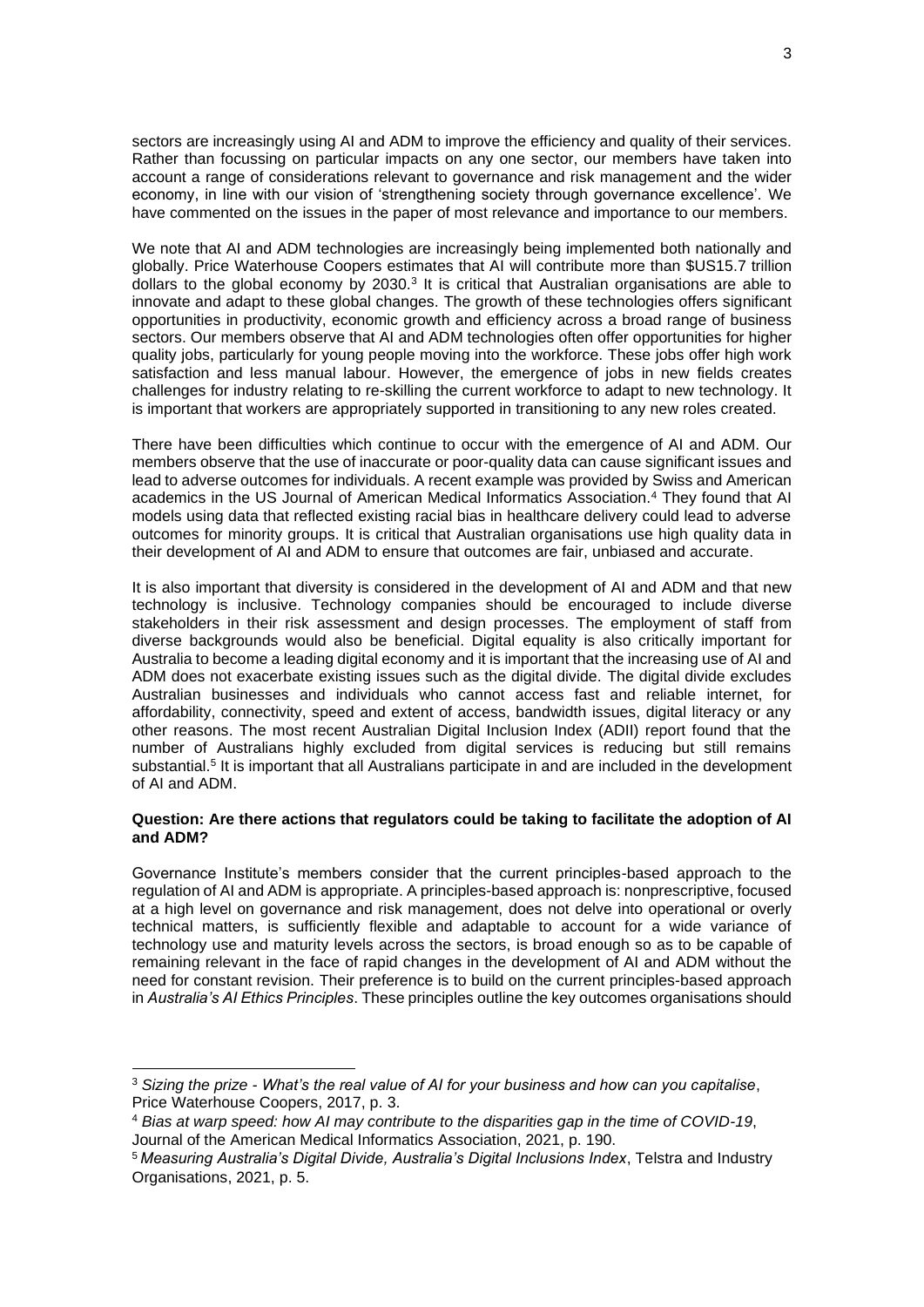sectors are increasingly using AI and ADM to improve the efficiency and quality of their services. Rather than focussing on particular impacts on any one sector, our members have taken into account a range of considerations relevant to governance and risk management and the wider economy, in line with our vision of 'strengthening society through governance excellence'. We have commented on the issues in the paper of most relevance and importance to our members.

We note that AI and ADM technologies are increasingly being implemented both nationally and globally. Price Waterhouse Coopers estimates that AI will contribute more than $US15.7 trillion dollars to the global economy by 2030.[3] It is critical that Australian organisations are able to innovate and adapt to these global changes. The growth of these technologies offers significant opportunities in productivity, economic growth and efficiency across a broad range of business sectors. Our members observe that AI and ADM technologies often offer opportunities for higher quality jobs, particularly for young people moving into the workforce. These jobs offer high work satisfaction and less manual labour. However, the emergence of jobs in new fields creates challenges for industry relating to re-skilling the current workforce to adapt to new technology. It is important that workers are appropriately supported in transitioning to any new roles created.

There have been difficulties which continue to occur with the emergence of AI and ADM. Our members observe that the use of inaccurate or poor-quality data can cause significant issues and lead to adverse outcomes for individuals. A recent example was provided by Swiss and American academics in the US Journal of American Medical Informatics Association.[4] They found that AI models using data that reflected existing racial bias in healthcare delivery could lead to adverse outcomes for minority groups. It is critical that Australian organisations use high quality data in their development of AI and ADM to ensure that outcomes are fair, unbiased and accurate.

It is also important that diversity is considered in the development of AI and ADM and that new technology is inclusive. Technology companies should be encouraged to include diverse stakeholders in their risk assessment and design processes. The employment of staff from diverse backgrounds would also be beneficial. Digital equality is also critically important for Australia to become a leading digital economy and it is important that the increasing use of AI and ADM does not exacerbate existing issues such as the digital divide. The digital divide excludes Australian businesses and individuals who cannot access fast and reliable internet, for affordability, connectivity, speed and extent of access, bandwidth issues, digital literacy or any other reasons. The most recent Australian Digital Inclusion Index (ADII) report found that the number of Australians highly excluded from digital services is reducing but still remains substantial.[5] It is important that all Australians participate in and are included in the development of AI and ADM.

**Question: Are there actions that regulators could be taking to facilitate the adoption of AI and ADM?**

Governance Institute's members consider that the current principles-based approach to the regulation of AI and ADM is appropriate. A principles-based approach is: nonprescriptive, focused at a high level on governance and risk management, does not delve into operational or overly technical matters, is sufficiently flexible and adaptable to account for a wide variance of technology use and maturity levels across the sectors, is broad enough so as to be capable of remaining relevant in the face of rapid changes in the development of AI and ADM without the need for constant revision. Their preference is to build on the current principles-based approach in *Australia's AI Ethics Principles*. These principles outline the key outcomes organisations should

---

[3] *Sizing the prize - What's the real value of AI for your business and how can you capitalise*, Price Waterhouse Coopers, 2017, p. 3.

[4] *Bias at warp speed: how AI may contribute to the disparities gap in the time of COVID-19*, Journal of the American Medical Informatics Association, 2021, p. 190.

[5] *Measuring Australia's Digital Divide, Australia's Digital Inclusions Index*, Telstra and Industry Organisations, 2021, p. 5.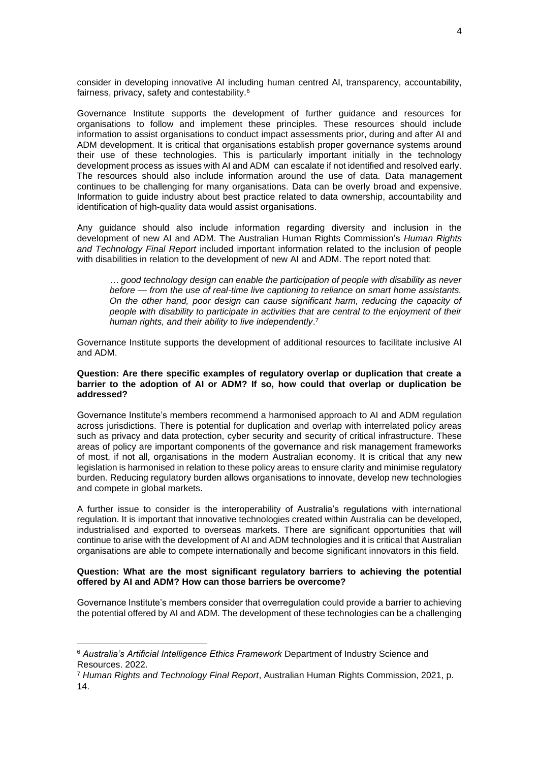consider in developing innovative AI including human centred AI, transparency, accountability, fairness, privacy, safety and contestability.[6]

Governance Institute supports the development of further guidance and resources for organisations to follow and implement these principles. These resources should include information to assist organisations to conduct impact assessments prior, during and after AI and ADM development. It is critical that organisations establish proper governance systems around their use of these technologies. This is particularly important initially in the technology development process as issues with AI and ADM can escalate if not identified and resolved early. The resources should also include information around the use of data. Data management continues to be challenging for many organisations. Data can be overly broad and expensive. Information to guide industry about best practice related to data ownership, accountability and identification of high-quality data would assist organisations.

Any guidance should also include information regarding diversity and inclusion in the development of new AI and ADM. The Australian Human Rights Commission's *Human Rights and Technology Final Report* included important information related to the inclusion of people with disabilities in relation to the development of new AI and ADM. The report noted that:

> *… good technology design can enable the participation of people with disability as never before — from the use of real-time live captioning to reliance on smart home assistants. On the other hand, poor design can cause significant harm, reducing the capacity of people with disability to participate in activities that are central to the enjoyment of their human rights, and their ability to live independently*.[7]

Governance Institute supports the development of additional resources to facilitate inclusive AI and ADM.

**Question: Are there specific examples of regulatory overlap or duplication that create a barrier to the adoption of AI or ADM? If so, how could that overlap or duplication be addressed?**

Governance Institute's members recommend a harmonised approach to AI and ADM regulation across jurisdictions. There is potential for duplication and overlap with interrelated policy areas such as privacy and data protection, cyber security and security of critical infrastructure. These areas of policy are important components of the governance and risk management frameworks of most, if not all, organisations in the modern Australian economy. It is critical that any new legislation is harmonised in relation to these policy areas to ensure clarity and minimise regulatory burden. Reducing regulatory burden allows organisations to innovate, develop new technologies and compete in global markets.

A further issue to consider is the interoperability of Australia's regulations with international regulation. It is important that innovative technologies created within Australia can be developed, industrialised and exported to overseas markets. There are significant opportunities that will continue to arise with the development of AI and ADM technologies and it is critical that Australian organisations are able to compete internationally and become significant innovators in this field.

**Question: What are the most significant regulatory barriers to achieving the potential offered by AI and ADM? How can those barriers be overcome?**

Governance Institute's members consider that overregulation could provide a barrier to achieving the potential offered by AI and ADM. The development of these technologies can be a challenging

---

[6] *Australia's Artificial Intelligence Ethics Framework* Department of Industry Science and Resources. 2022.

[7] *Human Rights and Technology Final Report*, Australian Human Rights Commission, 2021, p. 14.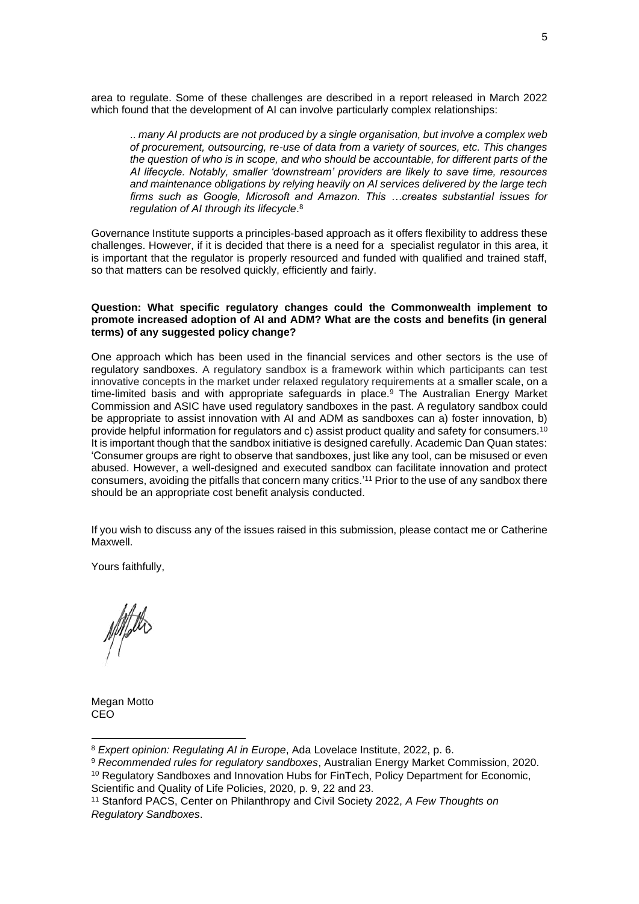area to regulate. Some of these challenges are described in a report released in March 2022 which found that the development of AI can involve particularly complex relationships:

> .. *many AI products are not produced by a single organisation, but involve a complex web of procurement, outsourcing, re-use of data from a variety of sources, etc. This changes the question of who is in scope, and who should be accountable, for different parts of the AI lifecycle. Notably, smaller 'downstream' providers are likely to save time, resources and maintenance obligations by relying heavily on AI services delivered by the large tech firms such as Google, Microsoft and Amazon. This …creates substantial issues for regulation of AI through its lifecycle*.[8]

Governance Institute supports a principles-based approach as it offers flexibility to address these challenges. However, if it is decided that there is a need for a specialist regulator in this area, it is important that the regulator is properly resourced and funded with qualified and trained staff, so that matters can be resolved quickly, efficiently and fairly.

**Question: What specific regulatory changes could the Commonwealth implement to promote increased adoption of AI and ADM? What are the costs and benefits (in general terms) of any suggested policy change?**

One approach which has been used in the financial services and other sectors is the use of regulatory sandboxes. A regulatory sandbox is a framework within which participants can test innovative concepts in the market under relaxed regulatory requirements at a smaller scale, on a time-limited basis and with appropriate safeguards in place.[9] The Australian Energy Market Commission and ASIC have used regulatory sandboxes in the past. A regulatory sandbox could be appropriate to assist innovation with AI and ADM as sandboxes can a) foster innovation, b) provide helpful information for regulators and c) assist product quality and safety for consumers.[10] It is important though that the sandbox initiative is designed carefully. Academic Dan Quan states: 'Consumer groups are right to observe that sandboxes, just like any tool, can be misused or even abused. However, a well-designed and executed sandbox can facilitate innovation and protect consumers, avoiding the pitfalls that concern many critics.'[11] Prior to the use of any sandbox there should be an appropriate cost benefit analysis conducted.

If you wish to discuss any of the issues raised in this submission, please contact me or Catherine Maxwell.

Yours faithfully,

Megan Motto
CEO

---

[8] *Expert opinion: Regulating AI in Europe*, Ada Lovelace Institute, 2022, p. 6.

[9] *Recommended rules for regulatory sandboxes*, Australian Energy Market Commission, 2020.

[10] Regulatory Sandboxes and Innovation Hubs for FinTech, Policy Department for Economic, Scientific and Quality of Life Policies, 2020, p. 9, 22 and 23.

[11] Stanford PACS, Center on Philanthropy and Civil Society 2022, *A Few Thoughts on Regulatory Sandboxes*.